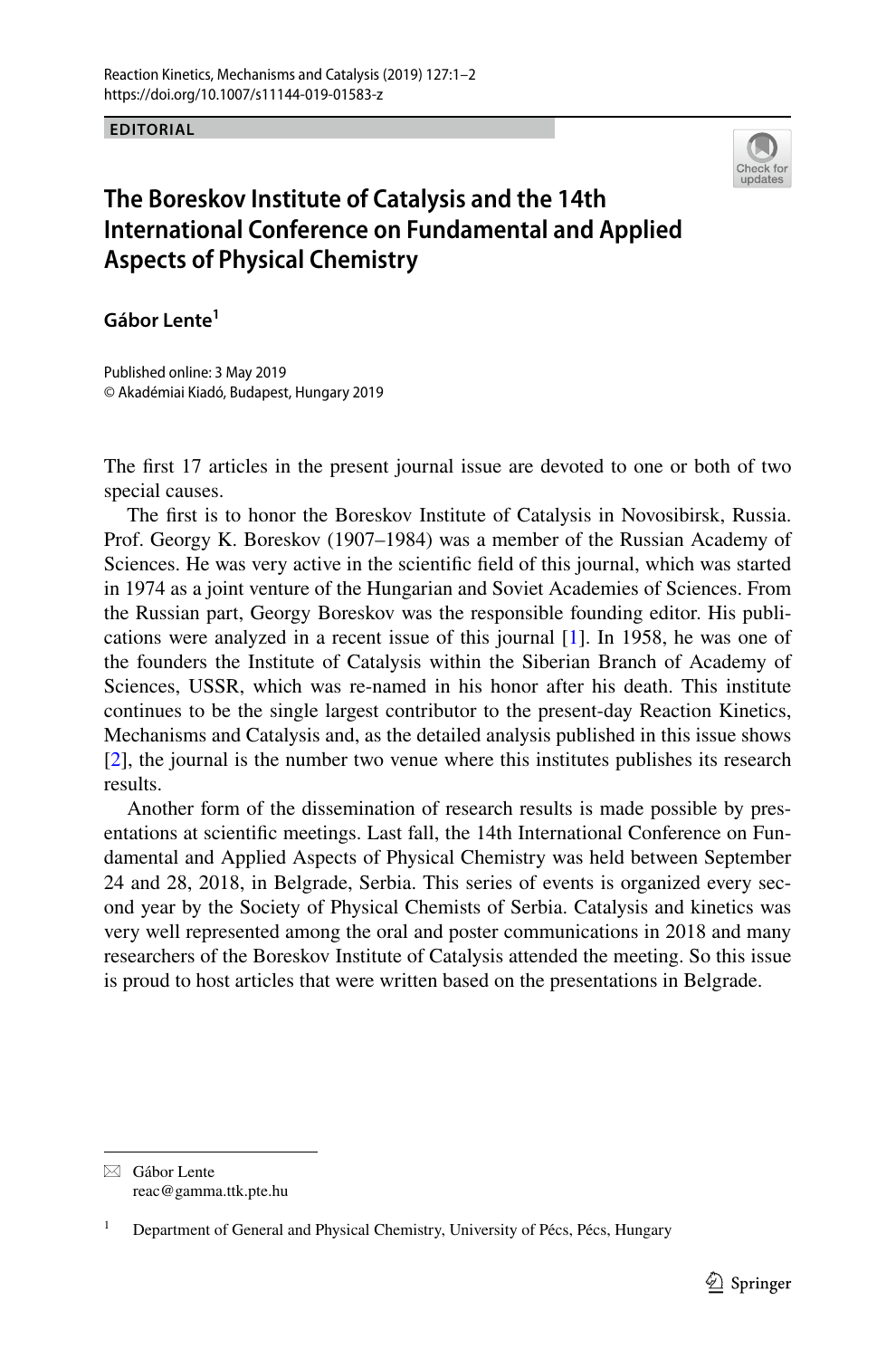EDITORIAL

# The Boreskov Institute of Catalysis and the 14th International Conference on Fundamental and Applied Aspects of Physical Chemistry

**Gábor Lente**[1]

Published online: 3 May 2019
© Akadémiai Kiadó, Budapest, Hungary 2019

The first 17 articles in the present journal issue are devoted to one or both of two special causes.

The first is to honor the Boreskov Institute of Catalysis in Novosibirsk, Russia. Prof. Georgy K. Boreskov (1907–1984) was a member of the Russian Academy of Sciences. He was very active in the scientific field of this journal, which was started in 1974 as a joint venture of the Hungarian and Soviet Academies of Sciences. From the Russian part, Georgy Boreskov was the responsible founding editor. His publications were analyzed in a recent issue of this journal [1]. In 1958, he was one of the founders the Institute of Catalysis within the Siberian Branch of Academy of Sciences, USSR, which was re-named in his honor after his death. This institute continues to be the single largest contributor to the present-day Reaction Kinetics, Mechanisms and Catalysis and, as the detailed analysis published in this issue shows [2], the journal is the number two venue where this institutes publishes its research results.

Another form of the dissemination of research results is made possible by presentations at scientific meetings. Last fall, the 14th International Conference on Fundamental and Applied Aspects of Physical Chemistry was held between September 24 and 28, 2018, in Belgrade, Serbia. This series of events is organized every second year by the Society of Physical Chemists of Serbia. Catalysis and kinetics was very well represented among the oral and poster communications in 2018 and many researchers of the Boreskov Institute of Catalysis attended the meeting. So this issue is proud to host articles that were written based on the presentations in Belgrade.

---

✉ Gábor Lente
reac@gamma.ttk.pte.hu

[1] Department of General and Physical Chemistry, University of Pécs, Pécs, Hungary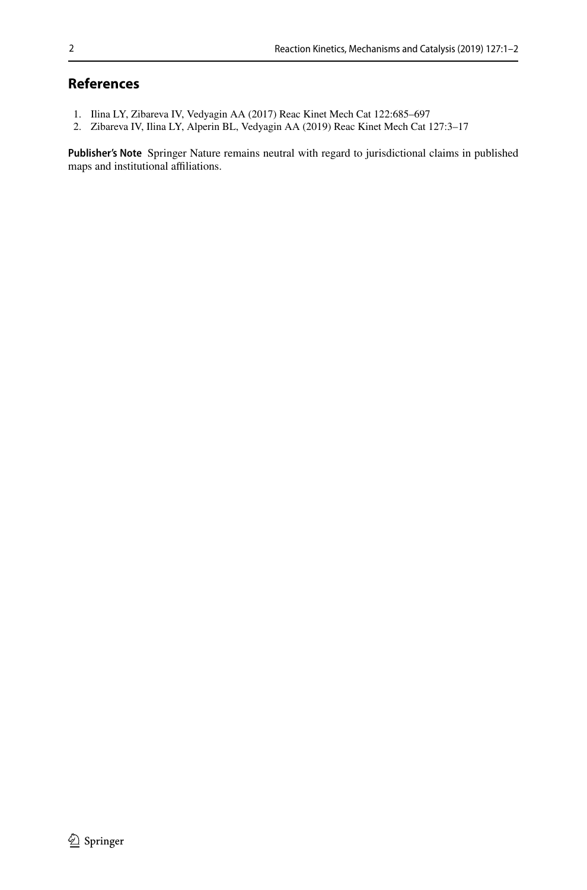## References

1. Ilina LY, Zibareva IV, Vedyagin AA (2017) Reac Kinet Mech Cat 122:685–697
2. Zibareva IV, Ilina LY, Alperin BL, Vedyagin AA (2019) Reac Kinet Mech Cat 127:3–17

**Publisher's Note** Springer Nature remains neutral with regard to jurisdictional claims in published maps and institutional affiliations.